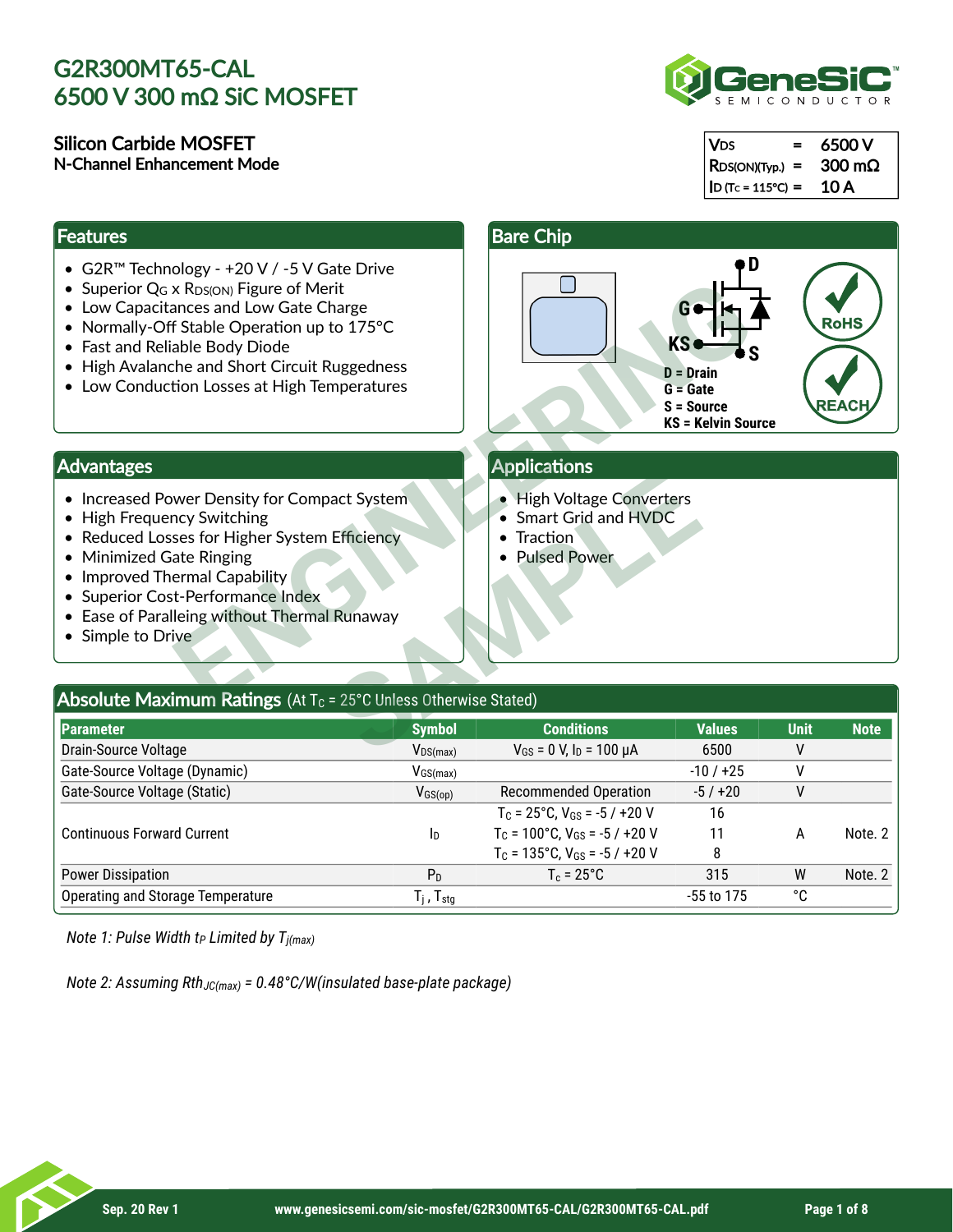# G2R300MT65-CAL
# 6500 V 300 mΩ SiC MOSFET

## Silicon Carbide MOSFET
**N-Channel Enhancement Mode**

| | | |
|---|---|---|
| $V_{DS}$ | = | 6500 V |
| $R_{DS(ON)(Typ.)}$ | = | 300 mΩ |
| $I_D$ ($T_C$ = 115°C) | = | 10 A |

## Features

- G2R™ Technology - +20 V / -5 V Gate Drive
- Superior $Q_G$ x $R_{DS(ON)}$ Figure of Merit
- Low Capacitances and Low Gate Charge
- Normally-Off Stable Operation up to 175°C
- Fast and Reliable Body Diode
- High Avalanche and Short Circuit Ruggedness
- Low Conduction Losses at High Temperatures

## Bare Chip

D = Drain
G = Gate
S = Source
KS = Kelvin Source

RoHS
REACH

## Advantages

- Increased Power Density for Compact System
- High Frequency Switching
- Reduced Losses for Higher System Efficiency
- Minimized Gate Ringing
- Improved Thermal Capability
- Superior Cost-Performance Index
- Ease of Paralleling without Thermal Runaway
- Simple to Drive

## Applications

- High Voltage Converters
- Smart Grid and HVDC
- Traction
- Pulsed Power

## Absolute Maximum Ratings (At $T_C$ = 25°C Unless Otherwise Stated)

| Parameter | Symbol | Conditions | Values | Unit | Note |
|---|---|---|---|---|---|
| Drain-Source Voltage | $V_{DS(max)}$ | $V_{GS}$ = 0 V, $I_D$ = 100 µA | 6500 | V | |
| Gate-Source Voltage (Dynamic) | $V_{GS(max)}$ | | -10 / +25 | V | |
| Gate-Source Voltage (Static) | $V_{GS(op)}$ | Recommended Operation | -5 / +20 | V | |
| Continuous Forward Current | $I_D$ | $T_C$ = 25°C, $V_{GS}$ = -5 / +20 V | 16 | A | Note. 2 |
| | | $T_C$ = 100°C, $V_{GS}$ = -5 / +20 V | 11 | | |
| | | $T_C$ = 135°C, $V_{GS}$ = -5 / +20 V | 8 | | |
| Power Dissipation | $P_D$ | $T_c$ = 25°C | 315 | W | Note. 2 |
| Operating and Storage Temperature | $T_j$ , $T_{stg}$ | | -55 to 175 | °C | |

*Note 1: Pulse Width $t_P$ Limited by $T_{j(max)}$*

*Note 2: Assuming $Rth_{JC(max)}$ = 0.48°C/W(insulated base-plate package)*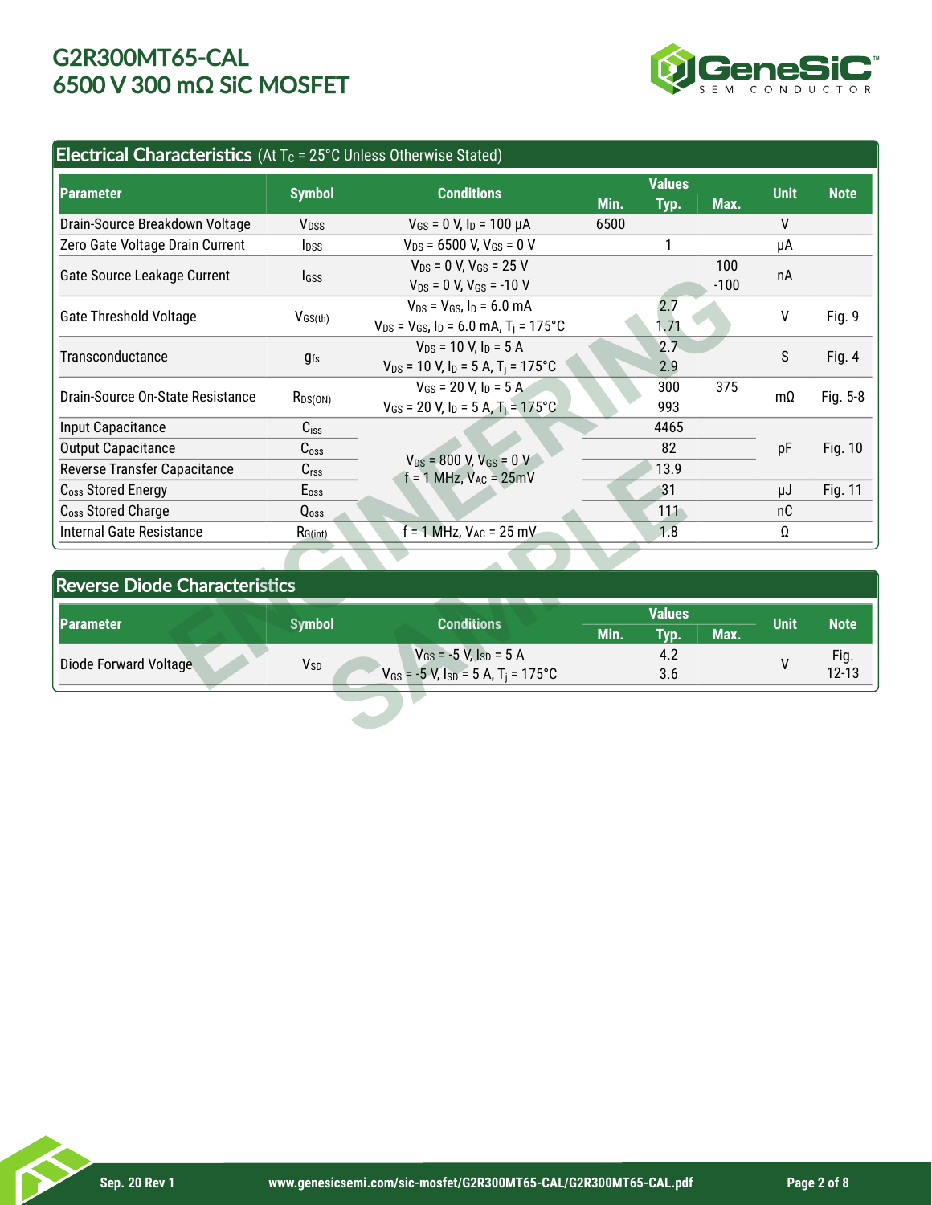## Electrical Characteristics (At $T_C$ = 25°C Unless Otherwise Stated)

| Parameter | Symbol | Conditions | Values | | | Unit | Note |
|---|---|---|---|---|---|---|---|
| | | | Min. | Typ. | Max. | | |
| Drain-Source Breakdown Voltage | $V_{DSS}$ | $V_{GS}$ = 0 V, $I_D$ = 100 µA | 6500 | | | V | |
| Zero Gate Voltage Drain Current | $I_{DSS}$ | $V_{DS}$ = 6500 V, $V_{GS}$ = 0 V | | 1 | | µA | |
| Gate Source Leakage Current | $I_{GSS}$ | $V_{DS}$ = 0 V, $V_{GS}$ = 25 V | | | 100 | nA | |
| | | $V_{DS}$ = 0 V, $V_{GS}$ = -10 V | | | -100 | | |
| Gate Threshold Voltage | $V_{GS(th)}$ | $V_{DS}$ = $V_{GS}$, $I_D$ = 6.0 mA | | 2.7 | | V | Fig. 9 |
| | | $V_{DS}$ = $V_{GS}$, $I_D$ = 6.0 mA, $T_j$ = 175°C | | 1.71 | | | |
| Transconductance | $g_{fs}$ | $V_{DS}$ = 10 V, $I_D$ = 5 A | | 2.7 | | S | Fig. 4 |
| | | $V_{DS}$ = 10 V, $I_D$ = 5 A, $T_j$ = 175°C | | 2.9 | | | |
| Drain-Source On-State Resistance | $R_{DS(ON)}$ | $V_{GS}$ = 20 V, $I_D$ = 5 A | | 300 | 375 | mΩ | Fig. 5-8 |
| | | $V_{GS}$ = 20 V, $I_D$ = 5 A, $T_j$ = 175°C | | 993 | | | |
| Input Capacitance | $C_{iss}$ | $V_{DS}$ = 800 V, $V_{GS}$ = 0 V, f = 1 MHz, $V_{AC}$ = 25mV | | 4465 | | pF | Fig. 10 |
| Output Capacitance | $C_{oss}$ | | | 82 | | | |
| Reverse Transfer Capacitance | $C_{rss}$ | | | 13.9 | | | |
| $C_{oss}$ Stored Energy | $E_{oss}$ | | | 31 | | µJ | Fig. 11 |
| $C_{oss}$ Stored Charge | $Q_{oss}$ | | | 111 | | nC | |
| Internal Gate Resistance | $R_{G(int)}$ | f = 1 MHz, $V_{AC}$ = 25 mV | | 1.8 | | Ω | |

## Reverse Diode Characteristics

| Parameter | Symbol | Conditions | Values | | | Unit | Note |
|---|---|---|---|---|---|---|---|
| | | | Min. | Typ. | Max. | | |
| Diode Forward Voltage | $V_{SD}$ | $V_{GS}$ = -5 V, $I_{SD}$ = 5 A | | 4.2 | | V | Fig. 12-13 |
| | | $V_{GS}$ = -5 V, $I_{SD}$ = 5 A, $T_j$ = 175°C | | 3.6 | | | |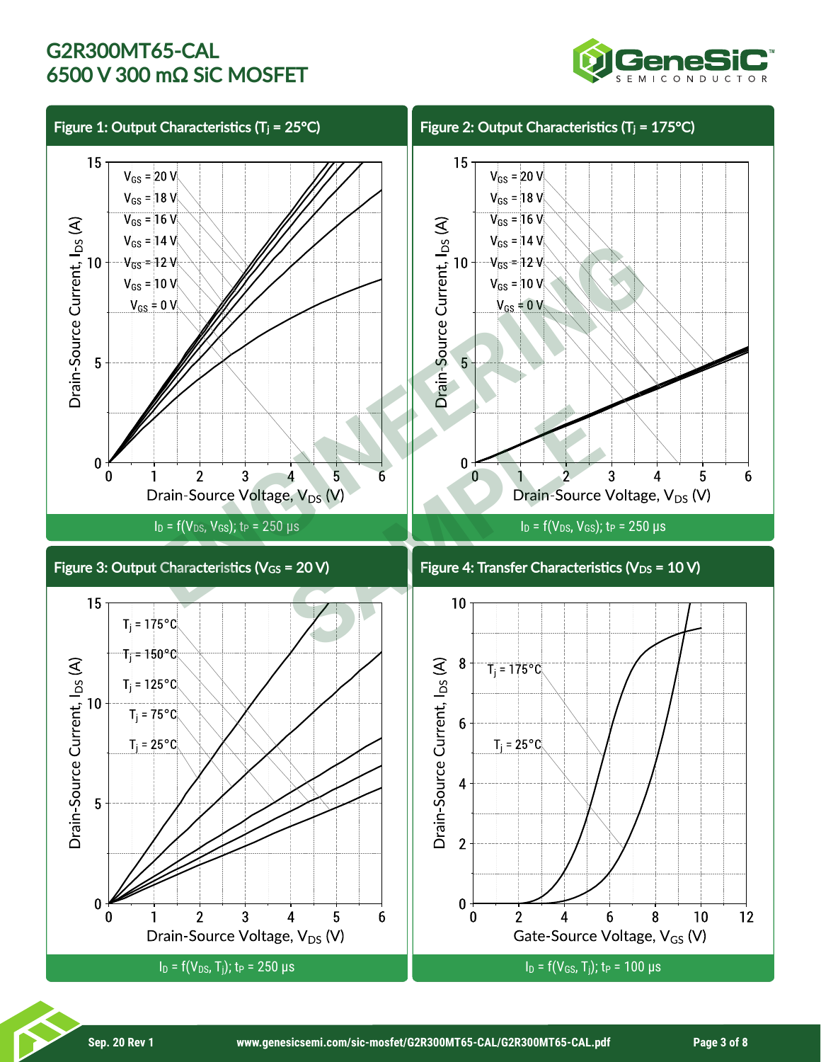## Figure 1: Output Characteristics ($T_j$ = 25°C)

$V_{GS}$ = 20 V, $V_{GS}$ = 18 V, $V_{GS}$ = 16 V, $V_{GS}$ = 14 V, $V_{GS}$ = 12 V, $V_{GS}$ = 10 V, $V_{GS}$ = 0 V

Drain-Source Current, $I_{DS}$ (A) vs. Drain-Source Voltage, $V_{DS}$ (V)

$I_D = f(V_{DS}, V_{GS})$; $t_P$ = 250 µs

## Figure 2: Output Characteristics ($T_j$ = 175°C)

$V_{GS}$ = 20 V, $V_{GS}$ = 18 V, $V_{GS}$ = 16 V, $V_{GS}$ = 14 V, $V_{GS}$ = 12 V, $V_{GS}$ = 10 V, $V_{GS}$ = 0 V

Drain-Source Current, $I_{DS}$ (A) vs. Drain-Source Voltage, $V_{DS}$ (V)

$I_D = f(V_{DS}, V_{GS})$; $t_P$ = 250 µs

## Figure 3: Output Characteristics ($V_{GS}$ = 20 V)

$T_j$ = 175°C, $T_j$ = 150°C, $T_j$ = 125°C, $T_j$ = 75°C, $T_j$ = 25°C

Drain-Source Current, $I_{DS}$ (A) vs. Drain-Source Voltage, $V_{DS}$ (V)

$I_D = f(V_{DS}, T_j)$; $t_P$ = 250 µs

## Figure 4: Transfer Characteristics ($V_{DS}$ = 10 V)

$T_j$ = 175°C, $T_j$ = 25°C

Drain-Source Current, $I_{DS}$ (A) vs. Gate-Source Voltage, $V_{GS}$ (V)

$I_D = f(V_{GS}, T_j)$; $t_P$ = 100 µs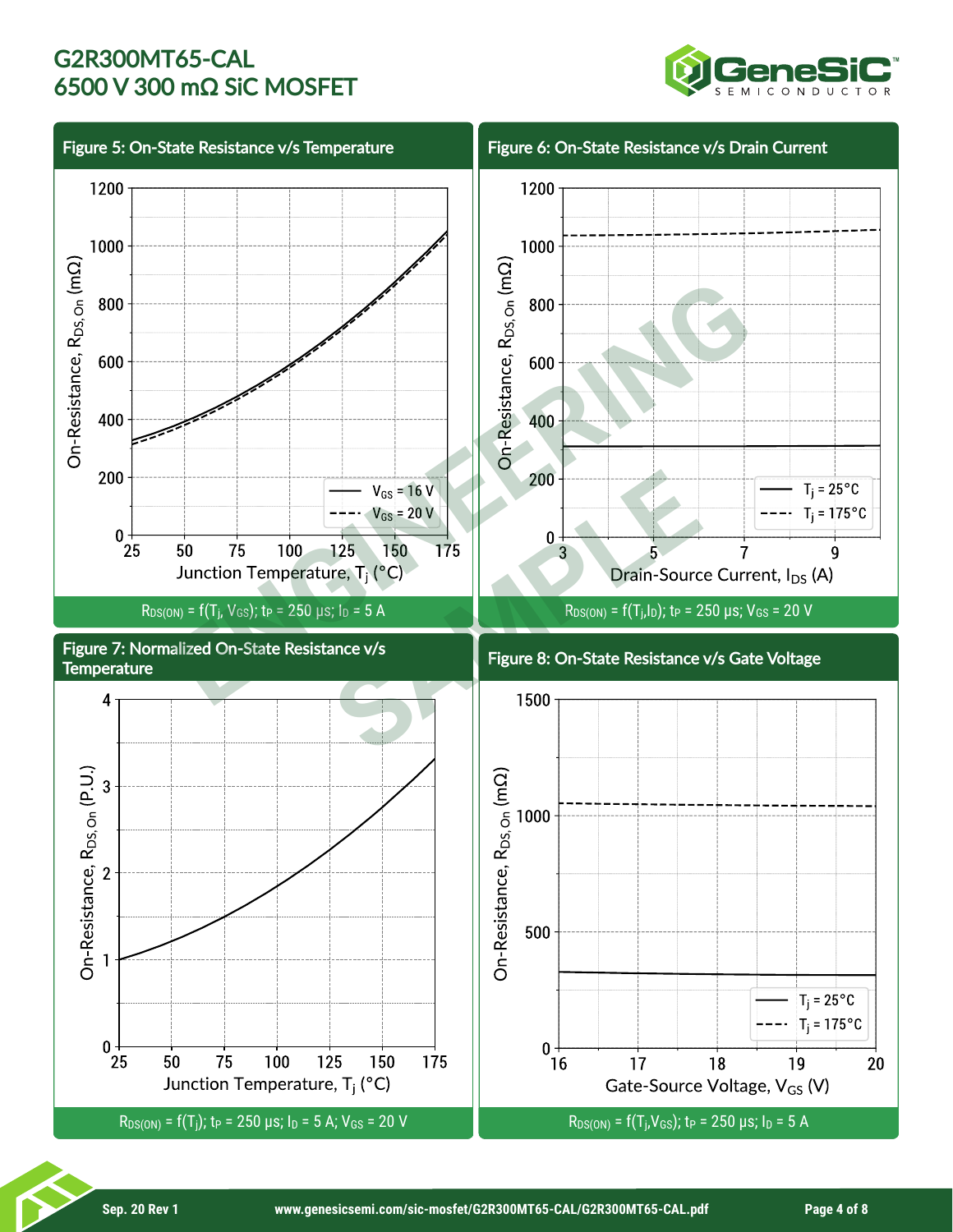## Figure 5: On-State Resistance v/s Temperature

$R_{DS(ON)} = f(T_j, V_{GS})$; $t_P$ = 250 µs; $I_D$ = 5 A

## Figure 6: On-State Resistance v/s Drain Current

$R_{DS(ON)} = f(T_j, I_D)$; $t_P$ = 250 µs; $V_{GS}$ = 20 V

## Figure 7: Normalized On-State Resistance v/s Temperature

$R_{DS(ON)} = f(T_j)$; $t_P$ = 250 µs; $I_D$ = 5 A; $V_{GS}$ = 20 V

## Figure 8: On-State Resistance v/s Gate Voltage

$R_{DS(ON)} = f(T_j, V_{GS})$; $t_P$ = 250 µs; $I_D$ = 5 A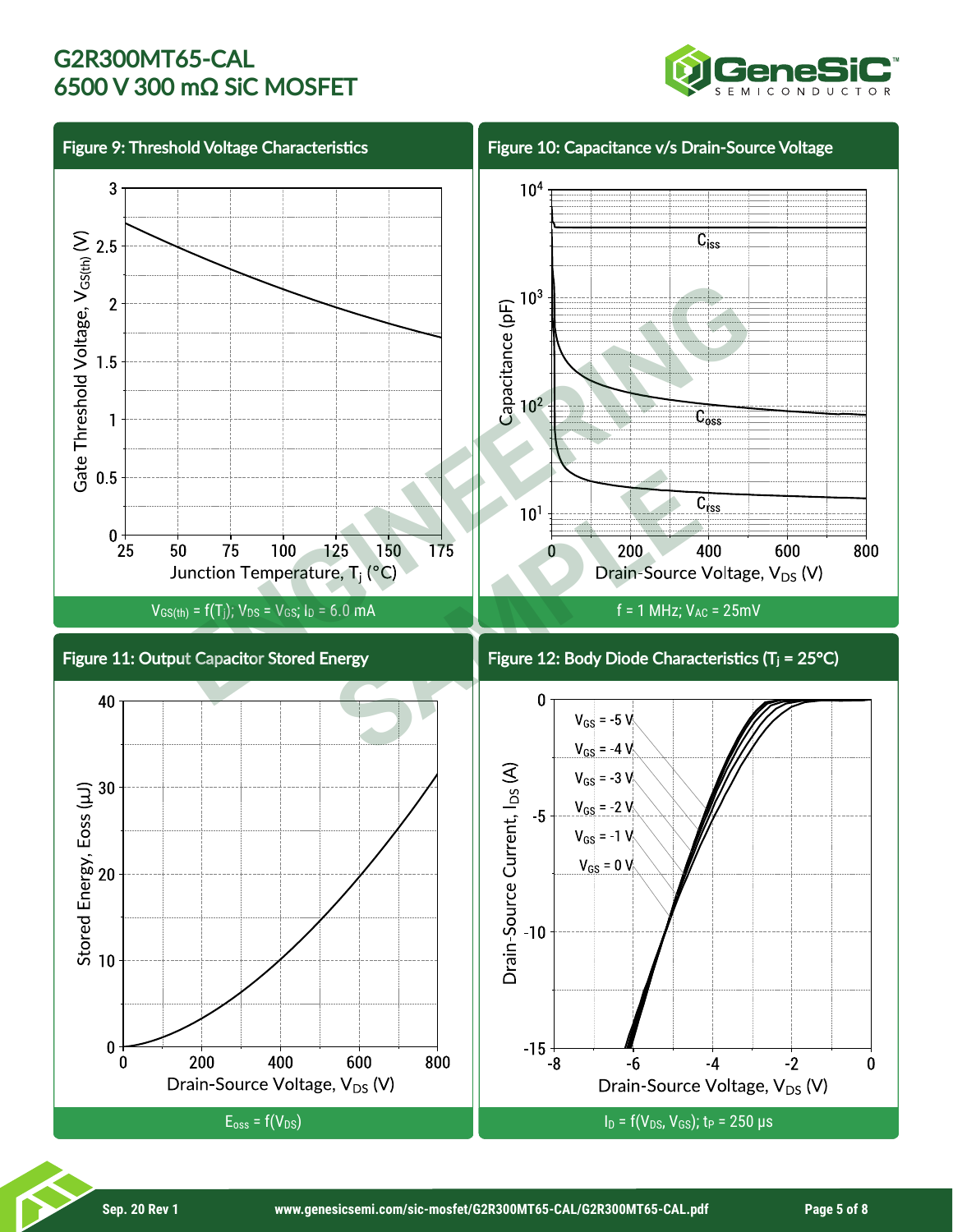## Figure 9: Threshold Voltage Characteristics

$V_{GS(th)} = f(T_j)$; $V_{DS} = V_{GS}$; $I_D = 6.0$ mA

## Figure 10: Capacitance v/s Drain-Source Voltage

f = 1 MHz; $V_{AC}$ = 25mV

## Figure 11: Output Capacitor Stored Energy

$E_{oss} = f(V_{DS})$

## Figure 12: Body Diode Characteristics ($T_j$ = 25°C)

$I_D = f(V_{DS}, V_{GS})$; $t_P$ = 250 µs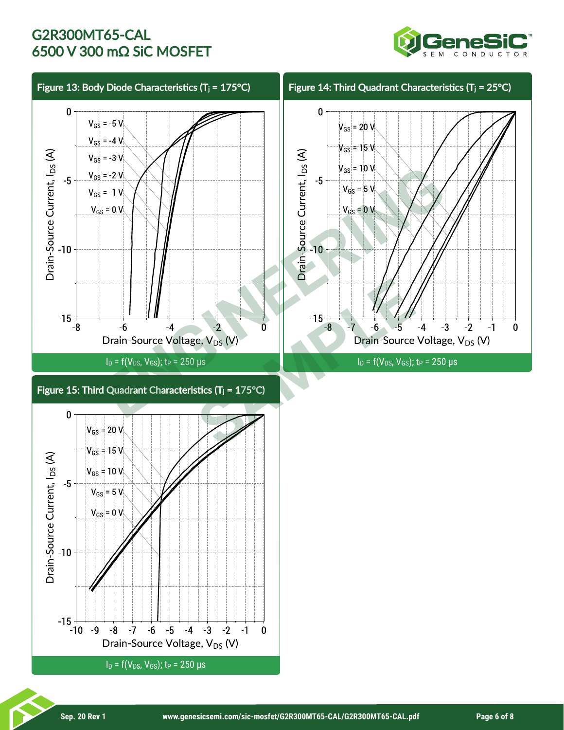## Figure 13: Body Diode Characteristics ($T_j$ = 175°C)

$I_D = f(V_{DS}, V_{GS})$; $t_P$ = 250 µs

## Figure 14: Third Quadrant Characteristics ($T_j$ = 25°C)

$I_D = f(V_{DS}, V_{GS})$; $t_P$ = 250 µs

## Figure 15: Third Quadrant Characteristics ($T_j$ = 175°C)

$I_D = f(V_{DS}, V_{GS})$; $t_P$ = 250 µs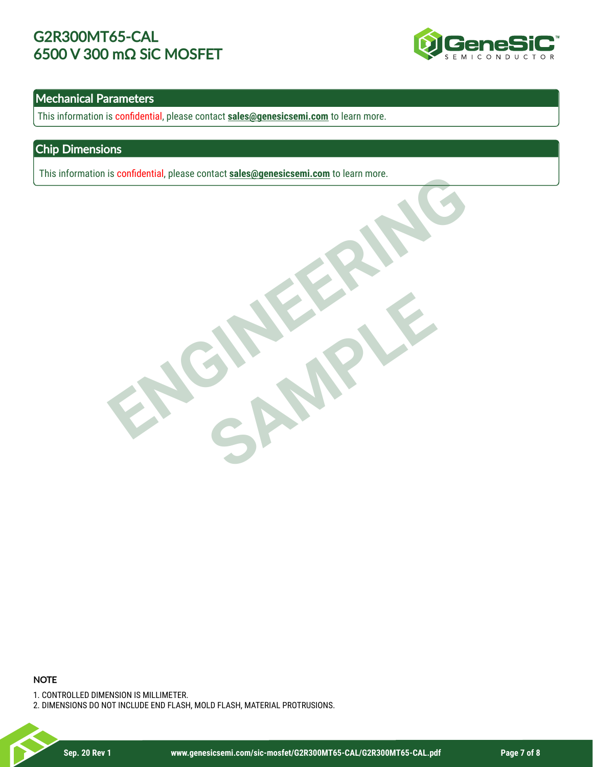## Mechanical Parameters

This information is confidential, please contact **sales@genesicsemi.com** to learn more.

## Chip Dimensions

This information is confidential, please contact **sales@genesicsemi.com** to learn more.

ENGINEERING SAMPLE

### NOTE

1. CONTROLLED DIMENSION IS MILLIMETER.
2. DIMENSIONS DO NOT INCLUDE END FLASH, MOLD FLASH, MATERIAL PROTRUSIONS.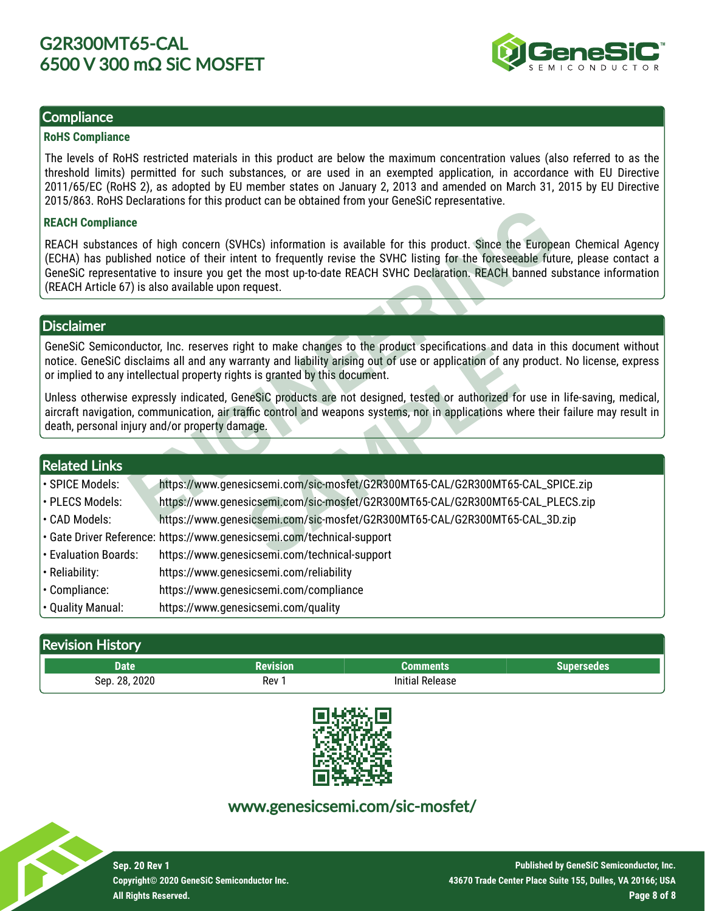## Compliance

### RoHS Compliance

The levels of RoHS restricted materials in this product are below the maximum concentration values (also referred to as the threshold limits) permitted for such substances, or are used in an exempted application, in accordance with EU Directive 2011/65/EC (RoHS 2), as adopted by EU member states on January 2, 2013 and amended on March 31, 2015 by EU Directive 2015/863. RoHS Declarations for this product can be obtained from your GeneSiC representative.

### REACH Compliance

REACH substances of high concern (SVHCs) information is available for this product. Since the European Chemical Agency (ECHA) has published notice of their intent to frequently revise the SVHC listing for the foreseeable future, please contact a GeneSiC representative to insure you get the most up-to-date REACH SVHC Declaration. REACH banned substance information (REACH Article 67) is also available upon request.

## Disclaimer

GeneSiC Semiconductor, Inc. reserves right to make changes to the product specifications and data in this document without notice. GeneSiC disclaims all and any warranty and liability arising out of use or application of any product. No license, express or implied to any intellectual property rights is granted by this document.

Unless otherwise expressly indicated, GeneSiC products are not designed, tested or authorized for use in life-saving, medical, aircraft navigation, communication, air traffic control and weapons systems, nor in applications where their failure may result in death, personal injury and/or property damage.

## Related Links

- SPICE Models: https://www.genesicsemi.com/sic-mosfet/G2R300MT65-CAL/G2R300MT65-CAL_SPICE.zip
- PLECS Models: https://www.genesicsemi.com/sic-mosfet/G2R300MT65-CAL/G2R300MT65-CAL_PLECS.zip
- CAD Models: https://www.genesicsemi.com/sic-mosfet/G2R300MT65-CAL/G2R300MT65-CAL_3D.zip
- Gate Driver Reference: https://www.genesicsemi.com/technical-support
- Evaluation Boards: https://www.genesicsemi.com/technical-support
- Reliability: https://www.genesicsemi.com/reliability
- Compliance: https://www.genesicsemi.com/compliance
- Quality Manual: https://www.genesicsemi.com/quality

## Revision History

| Date | Revision | Comments | Supersedes |
|---|---|---|---|
| Sep. 28, 2020 | Rev 1 | Initial Release | |

www.genesicsemi.com/sic-mosfet/